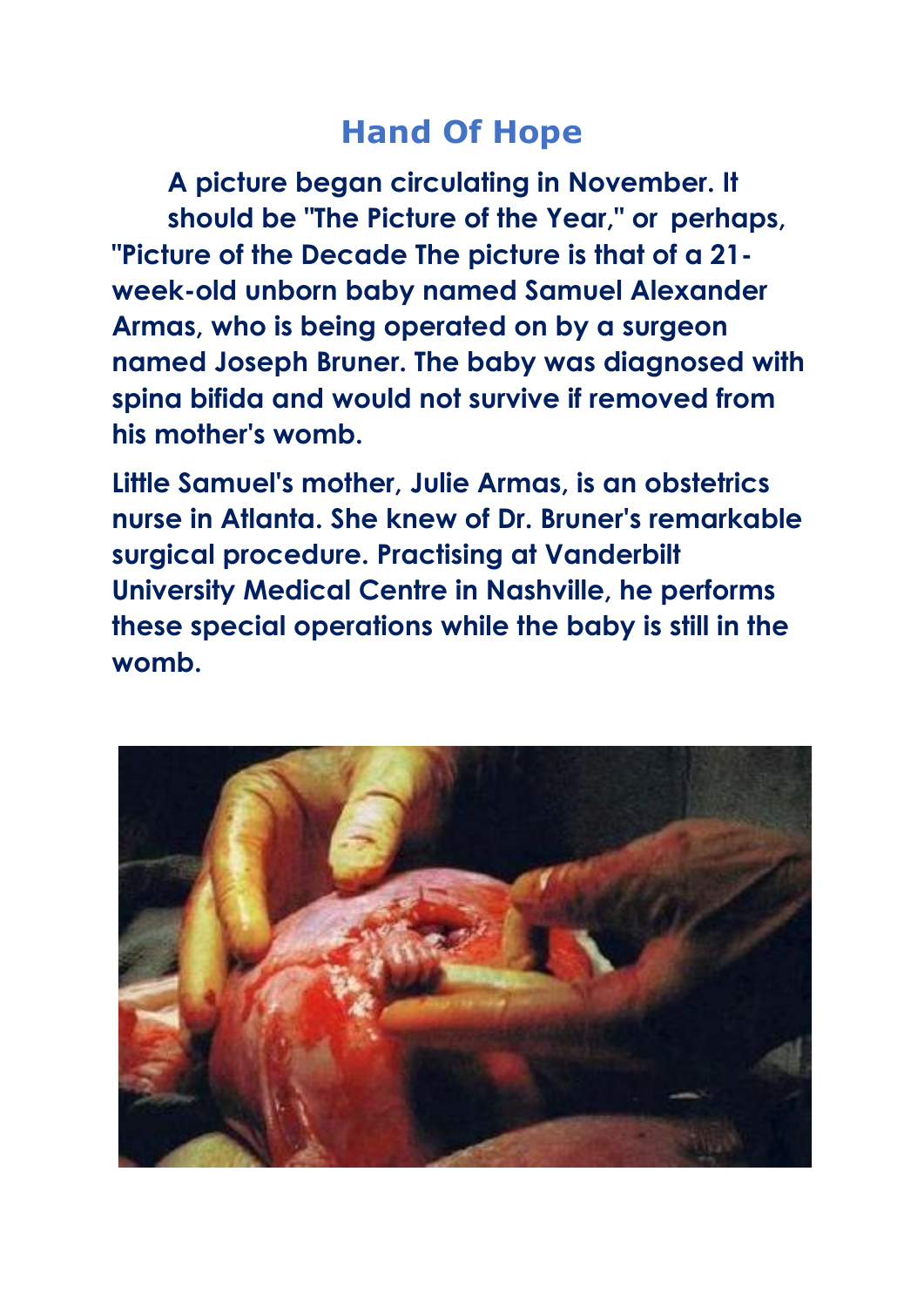# Hand Of Hope

**A picture began circulating in November. It should be "The Picture of the Year," or perhaps, "Picture of the Decade The picture is that of a 21-week-old unborn baby named Samuel Alexander Armas, who is being operated on by a surgeon named Joseph Bruner. The baby was diagnosed with spina bifida and would not survive if removed from his mother's womb.**

**Little Samuel's mother, Julie Armas, is an obstetrics nurse in Atlanta. She knew of Dr. Bruner's remarkable surgical procedure. Practising at Vanderbilt University Medical Centre in Nashville, he performs these special operations while the baby is still in the womb.**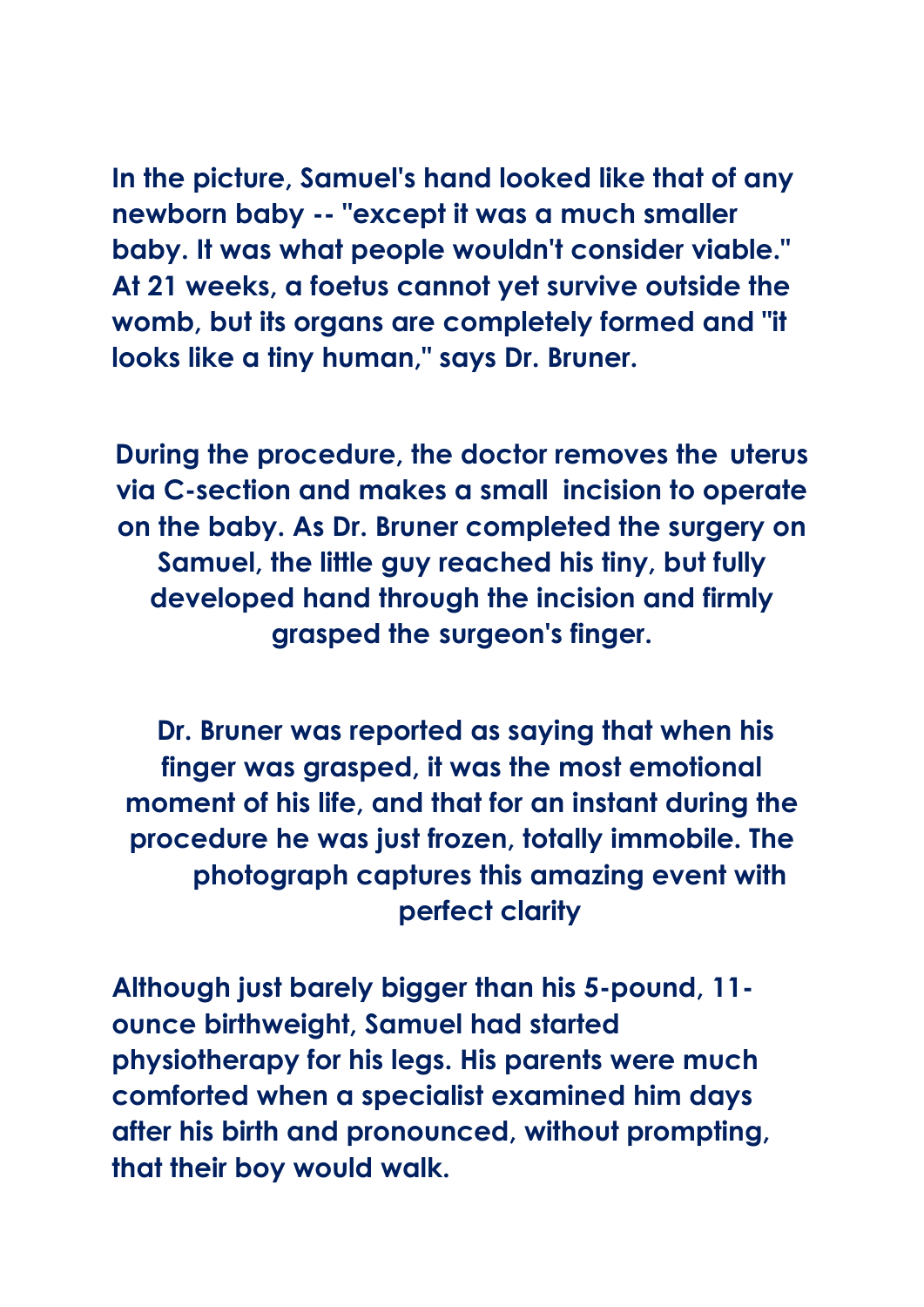**In the picture, Samuel's hand looked like that of any newborn baby -- "except it was a much smaller baby. It was what people wouldn't consider viable." At 21 weeks, a foetus cannot yet survive outside the womb, but its organs are completely formed and "it looks like a tiny human," says Dr. Bruner.**

**During the procedure, the doctor removes the uterus via C-section and makes a small incision to operate on the baby. As Dr. Bruner completed the surgery on Samuel, the little guy reached his tiny, but fully developed hand through the incision and firmly grasped the surgeon's finger.**

**Dr. Bruner was reported as saying that when his finger was grasped, it was the most emotional moment of his life, and that for an instant during the procedure he was just frozen, totally immobile. The photograph captures this amazing event with perfect clarity**

**Although just barely bigger than his 5-pound, 11-ounce birthweight, Samuel had started physiotherapy for his legs. His parents were much comforted when a specialist examined him days after his birth and pronounced, without prompting, that their boy would walk.**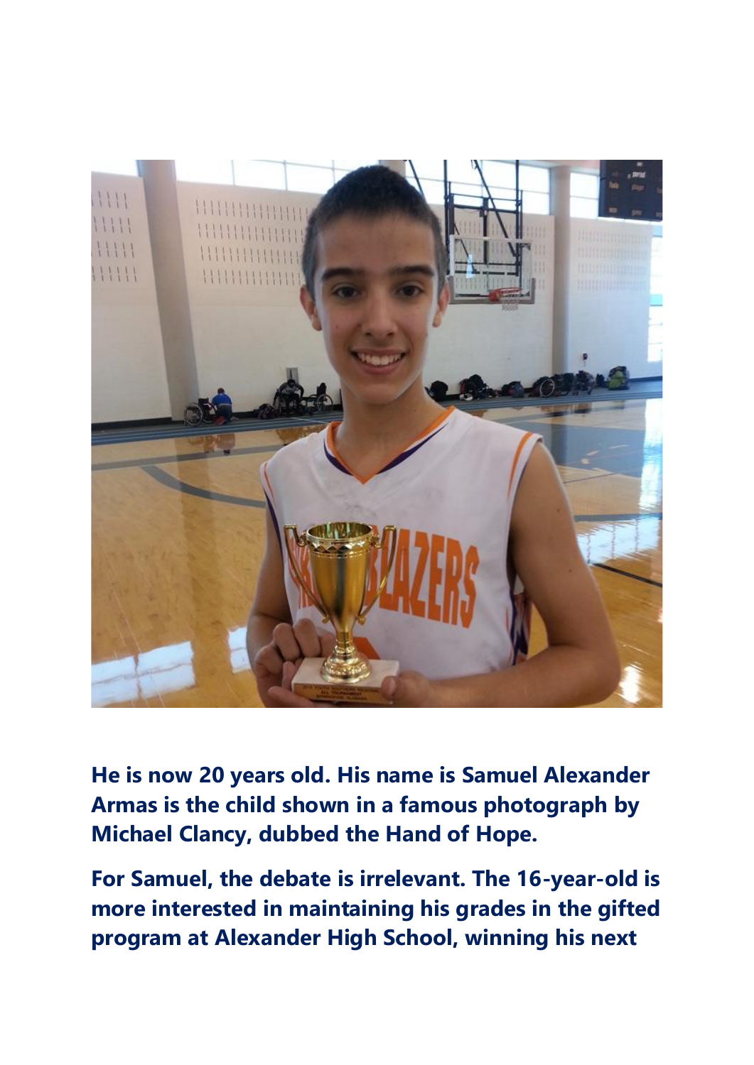**He is now 20 years old. His name is Samuel Alexander Armas is the child shown in a famous photograph by Michael Clancy, dubbed the Hand of Hope.**

**For Samuel, the debate is irrelevant. The 16-year-old is more interested in maintaining his grades in the gifted program at Alexander High School, winning his next**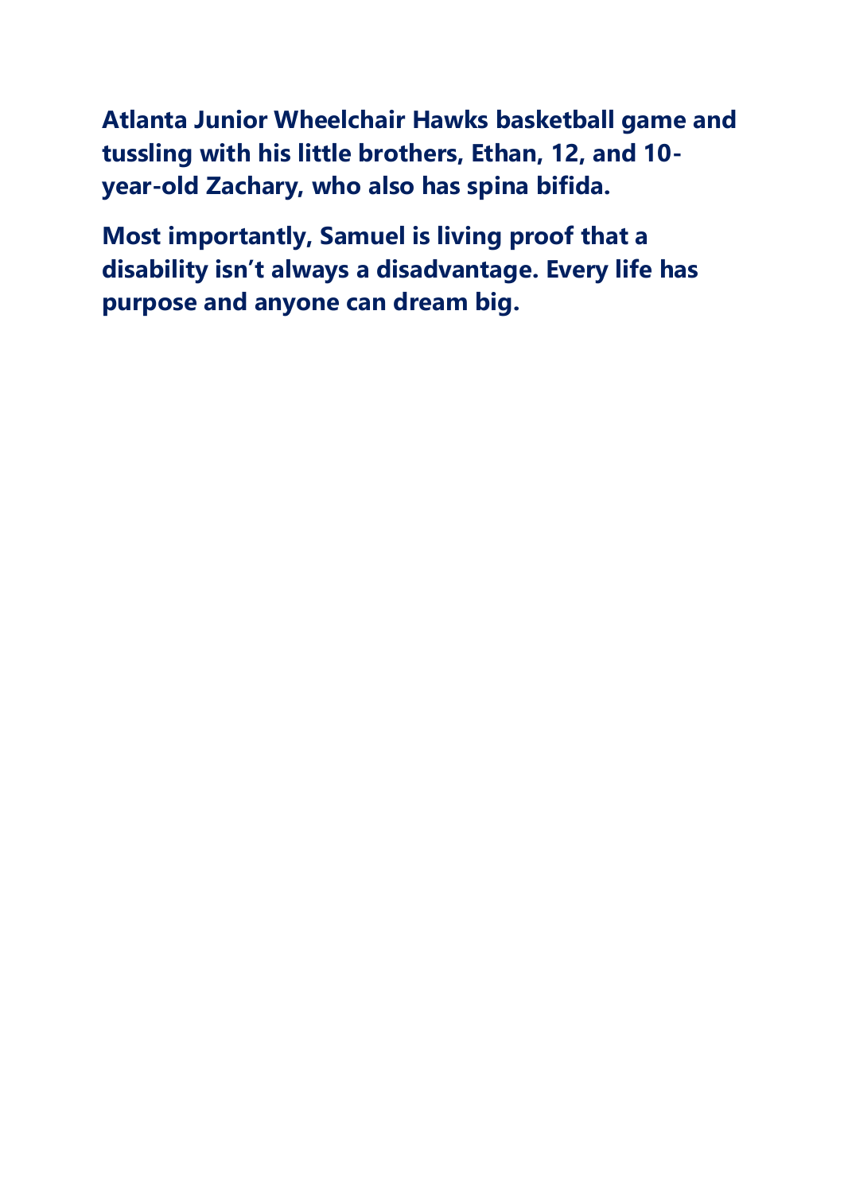**Atlanta Junior Wheelchair Hawks basketball game and tussling with his little brothers, Ethan, 12, and 10-year-old Zachary, who also has spina bifida.**

**Most importantly, Samuel is living proof that a disability isn't always a disadvantage. Every life has purpose and anyone can dream big.**